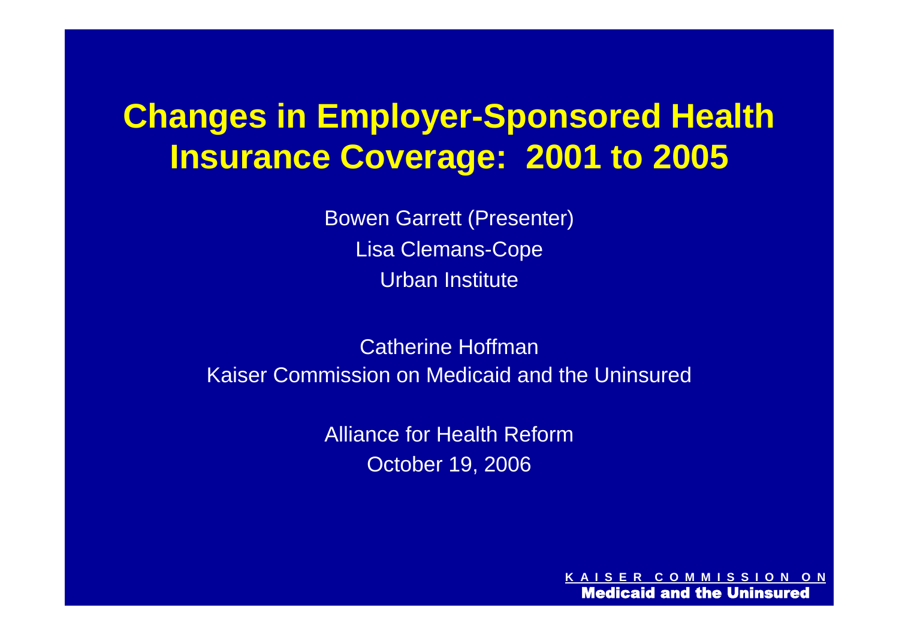# Changes in Employer-Sponsored Health Insurance Coverage: 2001 to 2005

Bowen Garrett (Presenter)

Lisa Clemans-Cope

Urban Institute

Catherine Hoffman

Kaiser Commission on Medicaid and the Uninsured

Alliance for Health Reform

October 19, 2006

KAISER COMMISSION ON

Medicaid and the Uninsured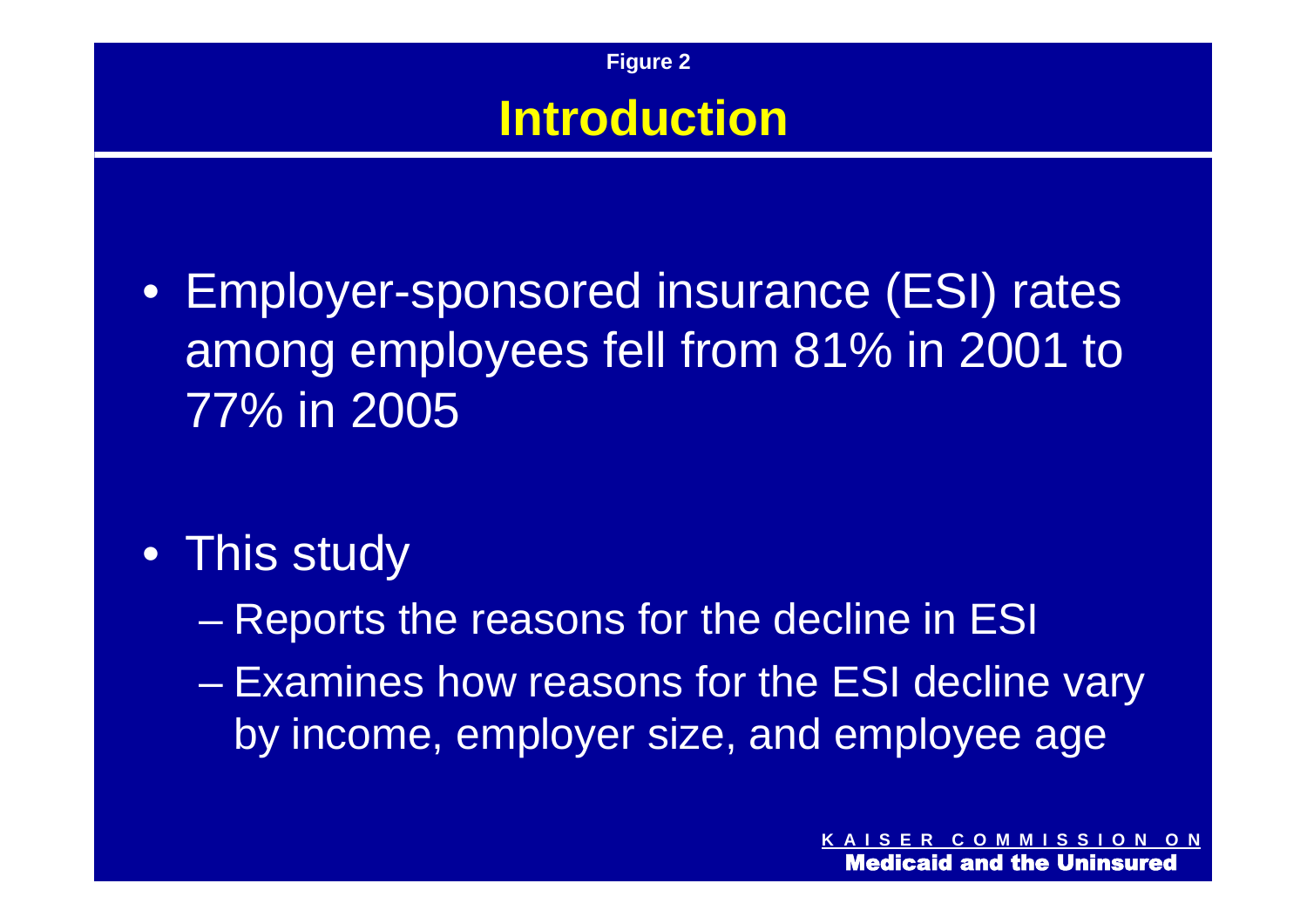Figure 2

# Introduction

- Employer-sponsored insurance (ESI) rates among employees fell from 81% in 2001 to 77% in 2005
- This study
  - Reports the reasons for the decline in ESI
  - Examines how reasons for the ESI decline vary by income, employer size, and employee age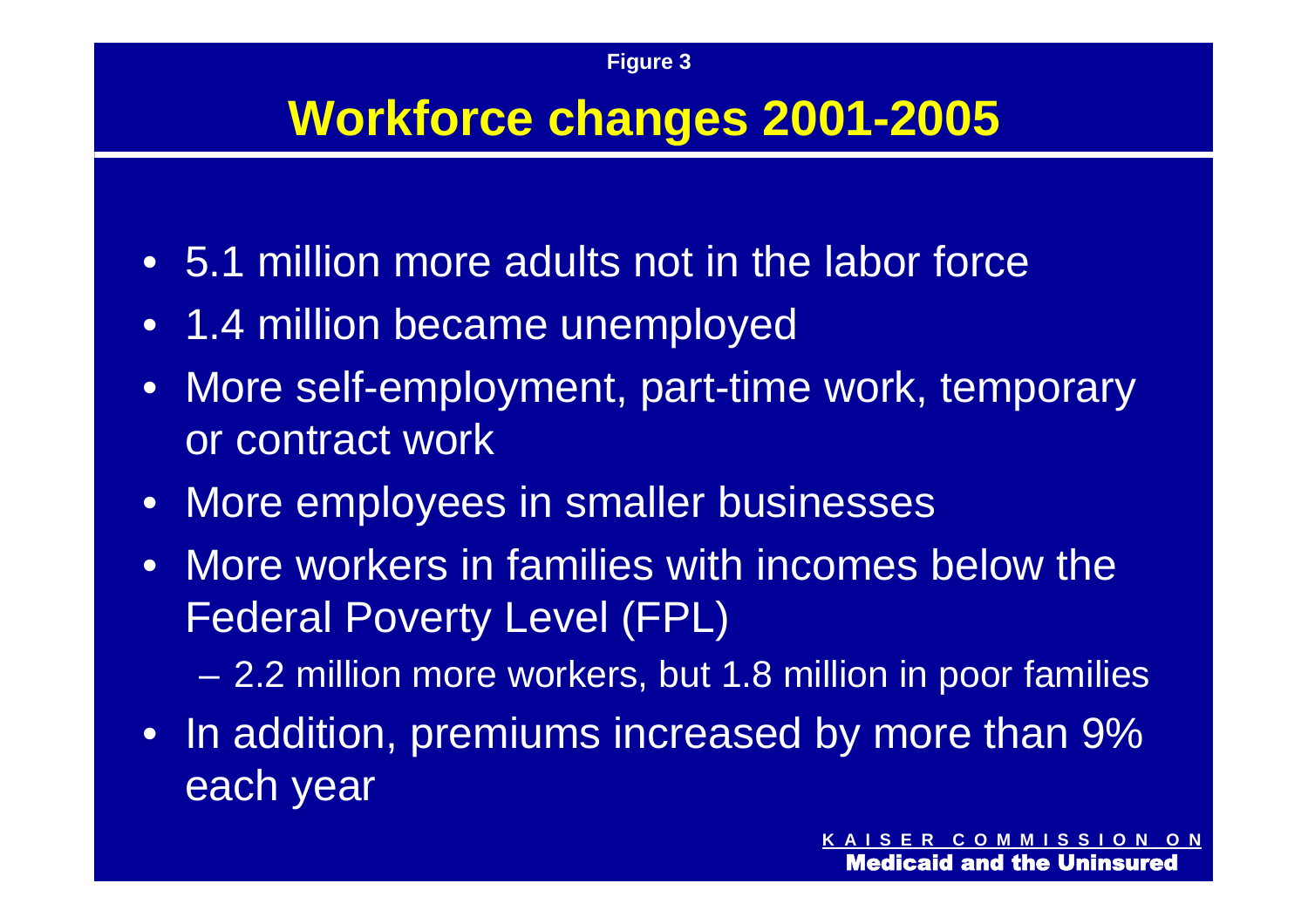Figure 3

# Workforce changes 2001-2005

- 5.1 million more adults not in the labor force
- 1.4 million became unemployed
- More self-employment, part-time work, temporary or contract work
- More employees in smaller businesses
- More workers in families with incomes below the Federal Poverty Level (FPL)
  - 2.2 million more workers, but 1.8 million in poor families
- In addition, premiums increased by more than 9% each year

KAISER COMMISSION ON
**Medicaid and the Uninsured**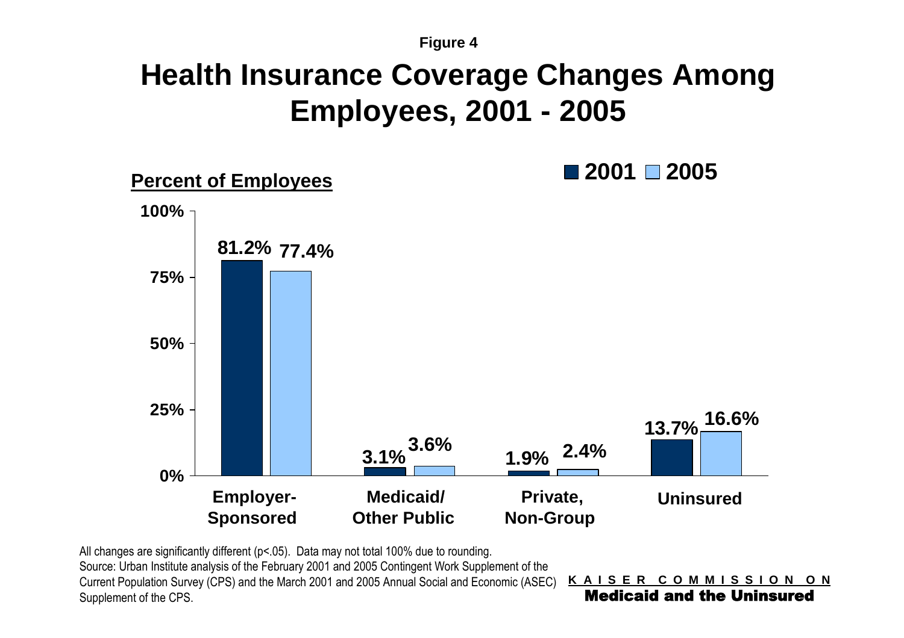Figure 4

# Health Insurance Coverage Changes Among Employees, 2001 - 2005

**Percent of Employees**

| | 2001 | 2005 |
|---|---|---|
| Employer-Sponsored | 81.2% | 77.4% |
| Medicaid/ Other Public | 3.1% | 3.6% |
| Private, Non-Group | 1.9% | 2.4% |
| Uninsured | 13.7% | 16.6% |

All changes are significantly different (p<.05). Data may not total 100% due to rounding.
Source: Urban Institute analysis of the February 2001 and 2005 Contingent Work Supplement of the Current Population Survey (CPS) and the March 2001 and 2005 Annual Social and Economic (ASEC) Supplement of the CPS.

KAISER COMMISSION ON
**Medicaid and the Uninsured**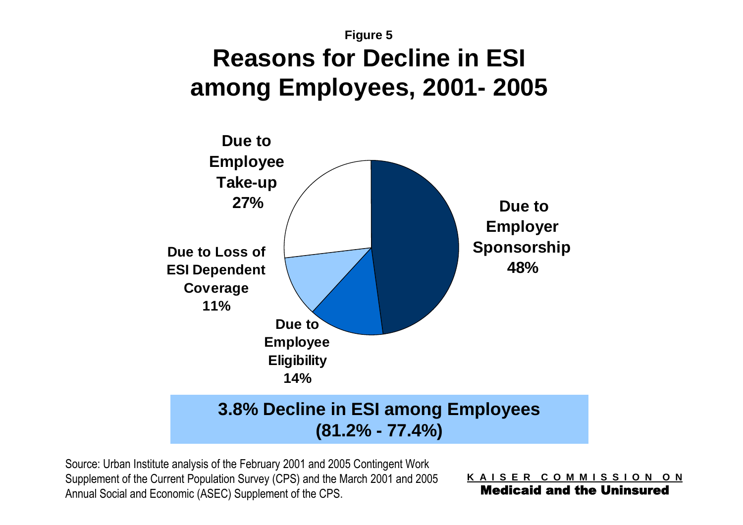Figure 5

# Reasons for Decline in ESI among Employees, 2001- 2005

**Due to Employee Take-up 27%**

**Due to Employer Sponsorship 48%**

**Due to Loss of ESI Dependent Coverage 11%**

**Due to Employee Eligibility 14%**

**3.8% Decline in ESI among Employees (81.2% - 77.4%)**

Source: Urban Institute analysis of the February 2001 and 2005 Contingent Work Supplement of the Current Population Survey (CPS) and the March 2001 and 2005 Annual Social and Economic (ASEC) Supplement of the CPS.

KAISER COMMISSION ON **Medicaid and the Uninsured**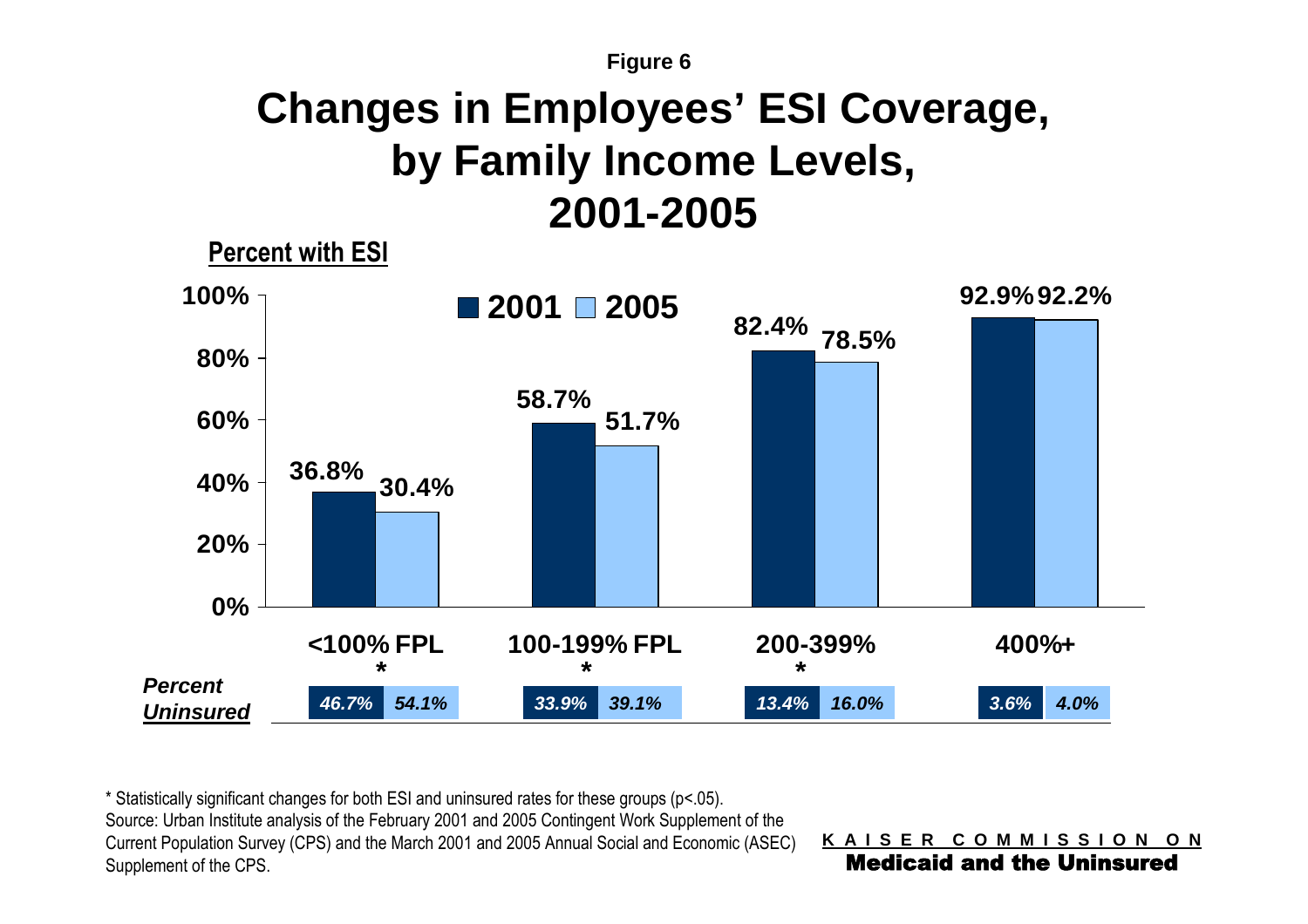Figure 6

# Changes in Employees' ESI Coverage, by Family Income Levels, 2001-2005

**Percent with ESI**

| Family Income Level | 2001 | 2005 |
| --- | --- | --- |
| <100% FPL * | 36.8% | 30.4% |
| 100-199% FPL * | 58.7% | 51.7% |
| 200-399% * | 82.4% | 78.5% |
| 400%+ | 92.9% | 92.2% |

***Percent Uninsured***

| Family Income Level | 2001 | 2005 |
| --- | --- | --- |
| <100% FPL * | *46.7%* | *54.1%* |
| 100-199% FPL * | *33.9%* | *39.1%* |
| 200-399% * | *13.4%* | *16.0%* |
| 400%+ | *3.6%* | *4.0%* |

* Statistically significant changes for both ESI and uninsured rates for these groups (p<.05).

Source: Urban Institute analysis of the February 2001 and 2005 Contingent Work Supplement of the Current Population Survey (CPS) and the March 2001 and 2005 Annual Social and Economic (ASEC) Supplement of the CPS.

KAISER COMMISSION ON
**Medicaid and the Uninsured**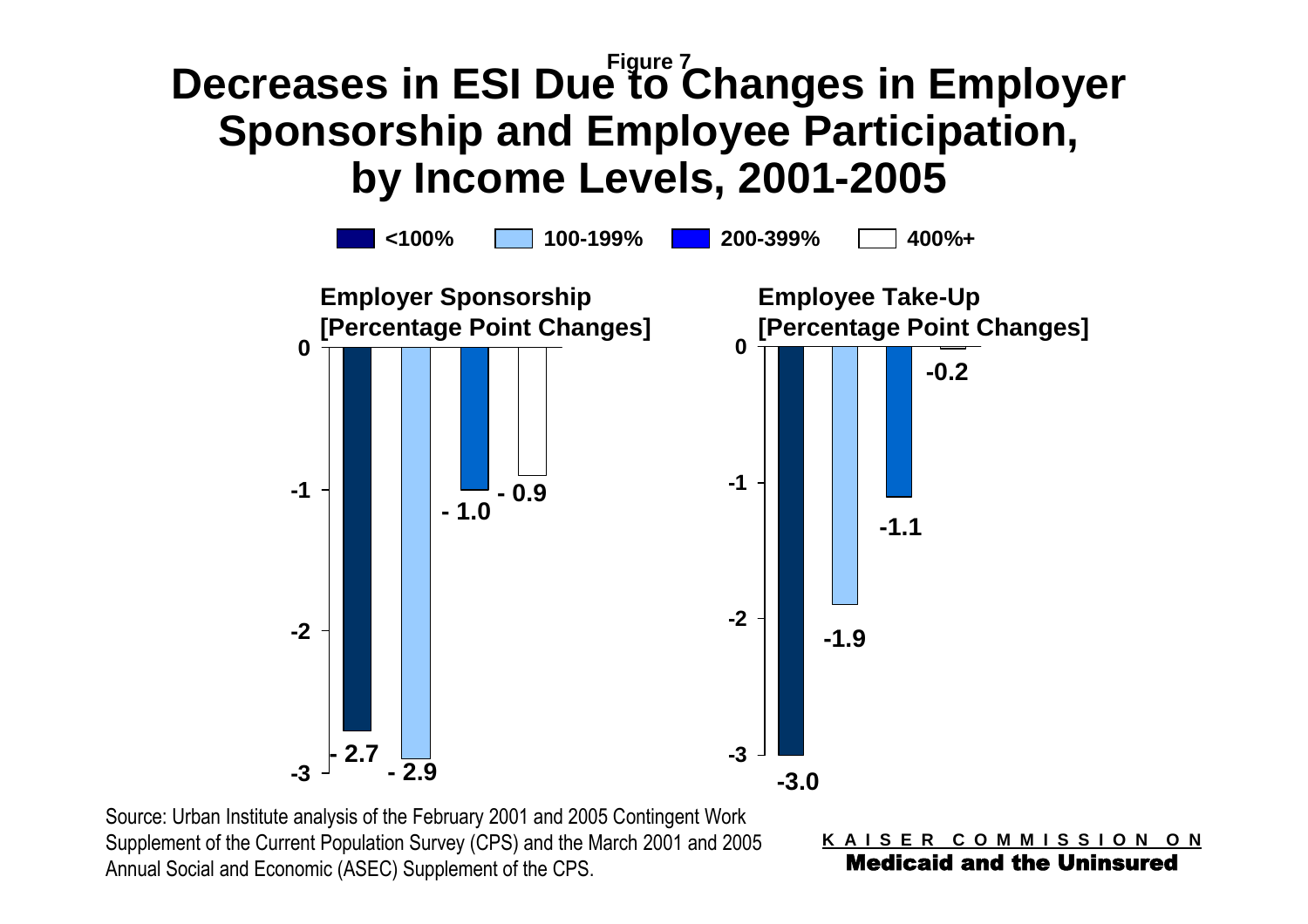Figure 7

# Decreases in ESI Due to Changes in Employer Sponsorship and Employee Participation, by Income Levels, 2001-2005

<100% | 100-199% | 200-399% | 400%+

| Income Level | Employer Sponsorship [Percentage Point Changes] | Employee Take-Up [Percentage Point Changes] |
|---|---|---|
| <100% | - 2.7 | -3.0 |
| 100-199% | - 2.9 | -1.9 |
| 200-399% | - 1.0 | -1.1 |
| 400%+ | - 0.9 | -0.2 |

Source: Urban Institute analysis of the February 2001 and 2005 Contingent Work Supplement of the Current Population Survey (CPS) and the March 2001 and 2005 Annual Social and Economic (ASEC) Supplement of the CPS.

KAISER COMMISSION ON
**Medicaid and the Uninsured**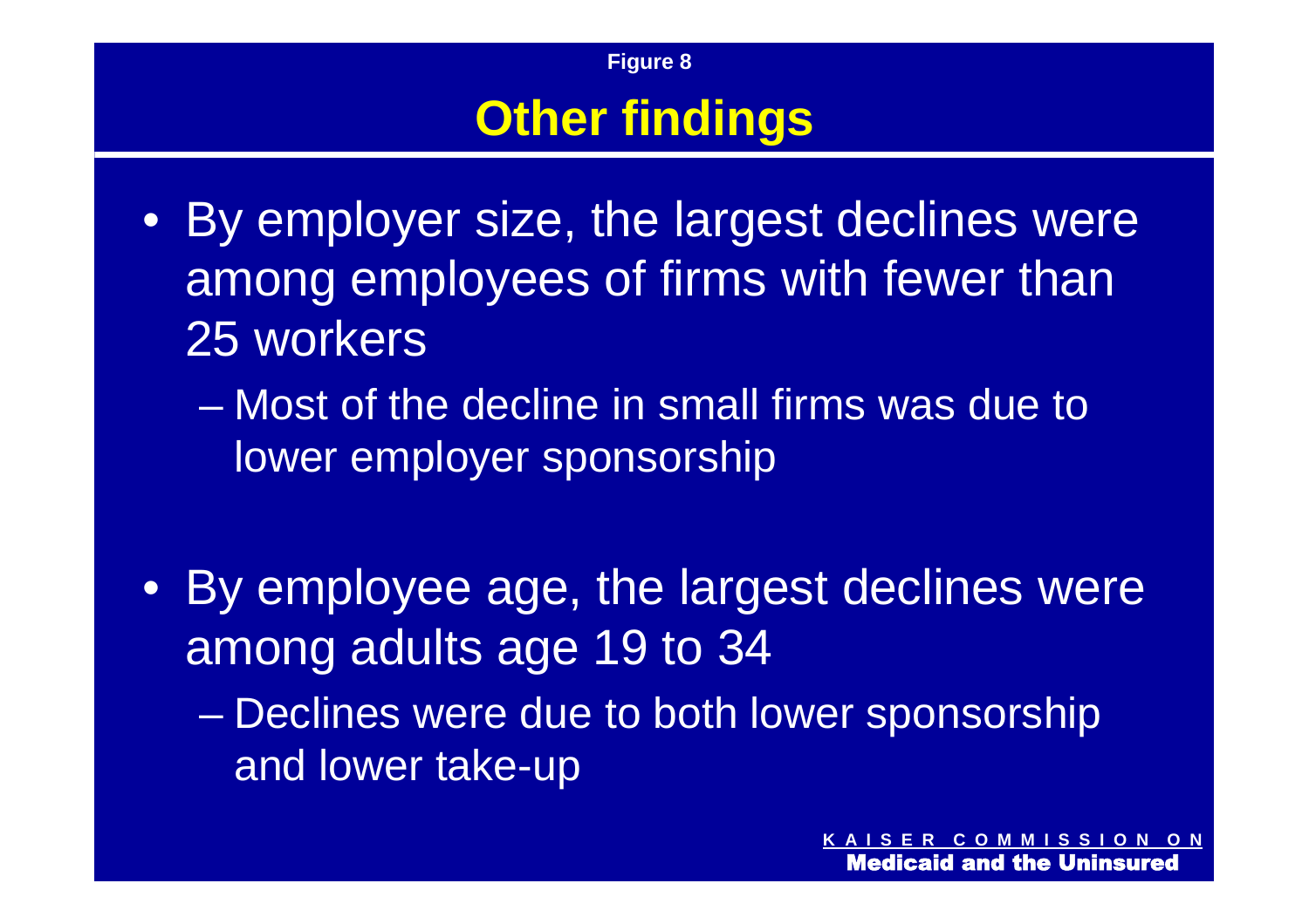Figure 8

# Other findings

- By employer size, the largest declines were among employees of firms with fewer than 25 workers
  - Most of the decline in small firms was due to lower employer sponsorship

- By employee age, the largest declines were among adults age 19 to 34
  - Declines were due to both lower sponsorship and lower take-up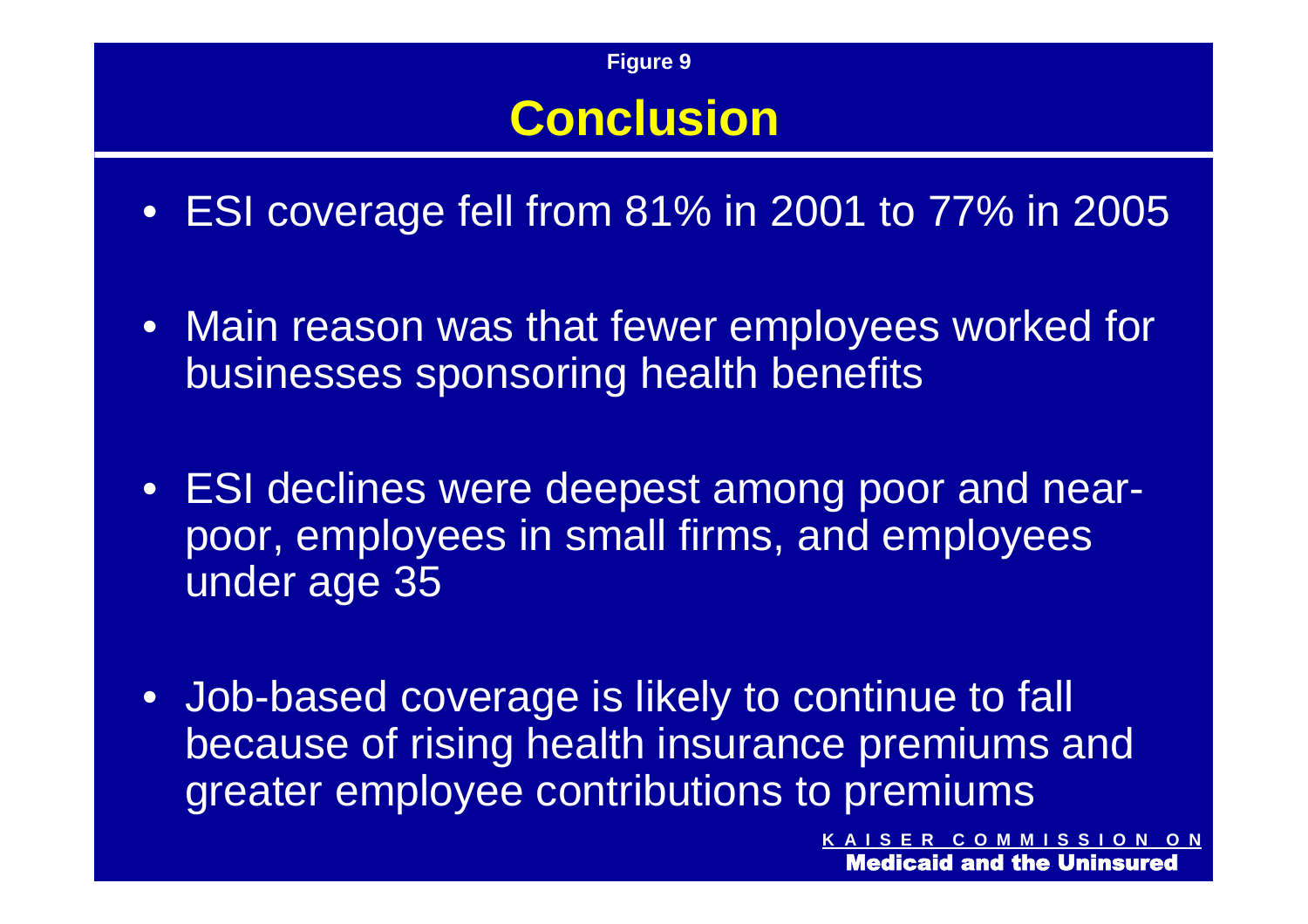Figure 9

# Conclusion

- ESI coverage fell from 81% in 2001 to 77% in 2005
- Main reason was that fewer employees worked for businesses sponsoring health benefits
- ESI declines were deepest among poor and near-poor, employees in small firms, and employees under age 35
- Job-based coverage is likely to continue to fall because of rising health insurance premiums and greater employee contributions to premiums

KAISER COMMISSION ON
Medicaid and the Uninsured